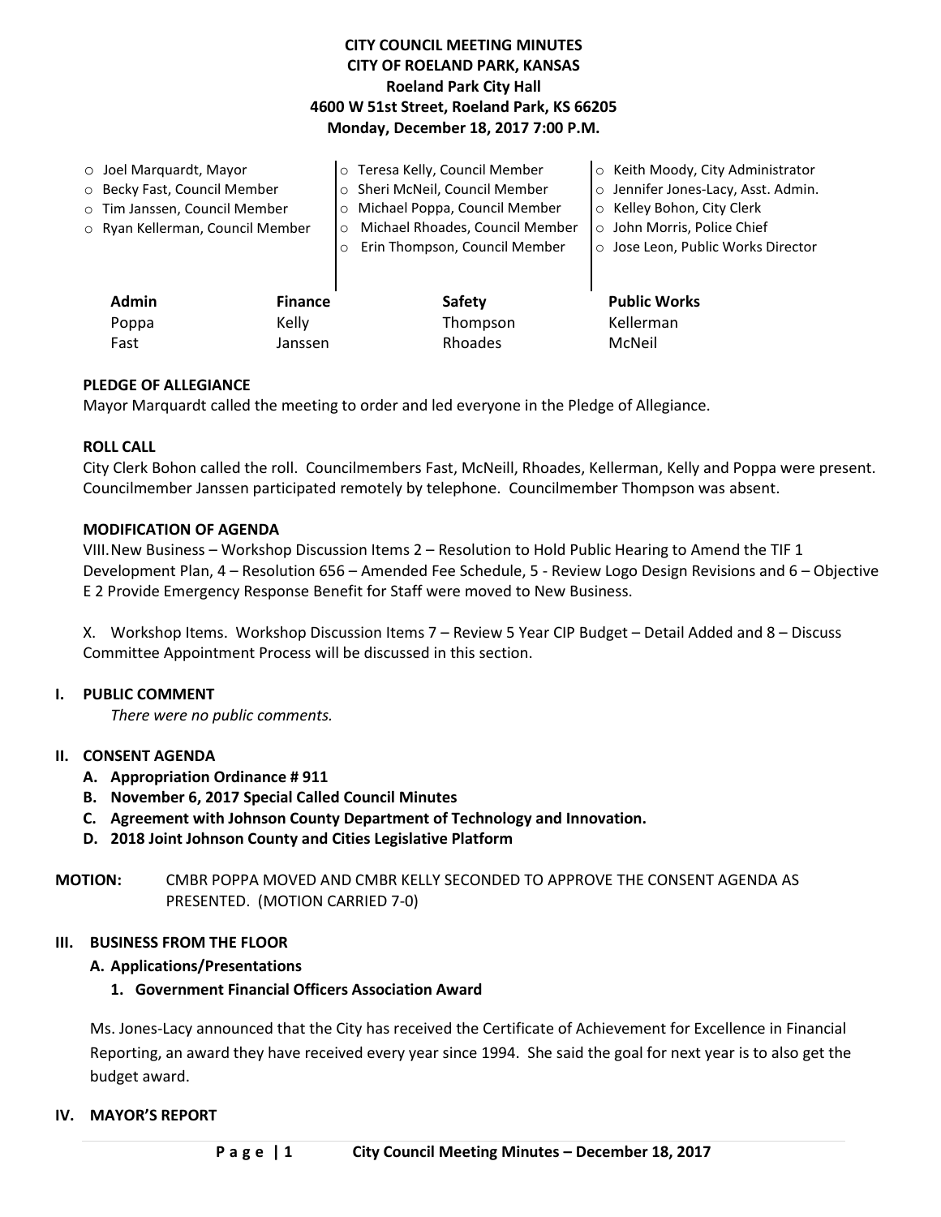**CITY COUNCIL MEETING MINUTES**
**CITY OF ROELAND PARK, KANSAS**
**Roeland Park City Hall**
**4600 W 51st Street, Roeland Park, KS 66205**
**Monday, December 18, 2017 7:00 P.M.**

- Joel Marquardt, Mayor
- Becky Fast, Council Member
- Tim Janssen, Council Member
- Ryan Kellerman, Council Member
- Teresa Kelly, Council Member
- Sheri McNeil, Council Member
- Michael Poppa, Council Member
- Michael Rhoades, Council Member
- Erin Thompson, Council Member
- Keith Moody, City Administrator
- Jennifer Jones-Lacy, Asst. Admin.
- Kelley Bohon, City Clerk
- John Morris, Police Chief
- Jose Leon, Public Works Director

| Admin | Finance | Safety | Public Works |
|---|---|---|---|
| Poppa | Kelly | Thompson | Kellerman |
| Fast | Janssen | Rhoades | McNeil |

**PLEDGE OF ALLEGIANCE**

Mayor Marquardt called the meeting to order and led everyone in the Pledge of Allegiance.

**ROLL CALL**

City Clerk Bohon called the roll. Councilmembers Fast, McNeill, Rhoades, Kellerman, Kelly and Poppa were present. Councilmember Janssen participated remotely by telephone. Councilmember Thompson was absent.

**MODIFICATION OF AGENDA**

VIII. New Business – Workshop Discussion Items 2 – Resolution to Hold Public Hearing to Amend the TIF 1 Development Plan, 4 – Resolution 656 – Amended Fee Schedule, 5 - Review Logo Design Revisions and 6 – Objective E 2 Provide Emergency Response Benefit for Staff were moved to New Business.

X. Workshop Items. Workshop Discussion Items 7 – Review 5 Year CIP Budget – Detail Added and 8 – Discuss Committee Appointment Process will be discussed in this section.

## I. PUBLIC COMMENT

*There were no public comments.*

## II. CONSENT AGENDA

**A. Appropriation Ordinance # 911**
**B. November 6, 2017 Special Called Council Minutes**
**C. Agreement with Johnson County Department of Technology and Innovation.**
**D. 2018 Joint Johnson County and Cities Legislative Platform**

**MOTION:** CMBR POPPA MOVED AND CMBR KELLY SECONDED TO APPROVE THE CONSENT AGENDA AS PRESENTED. (MOTION CARRIED 7-0)

## III. BUSINESS FROM THE FLOOR

**A. Applications/Presentations**

**1. Government Financial Officers Association Award**

Ms. Jones-Lacy announced that the City has received the Certificate of Achievement for Excellence in Financial Reporting, an award they have received every year since 1994. She said the goal for next year is to also get the budget award.

## IV. MAYOR'S REPORT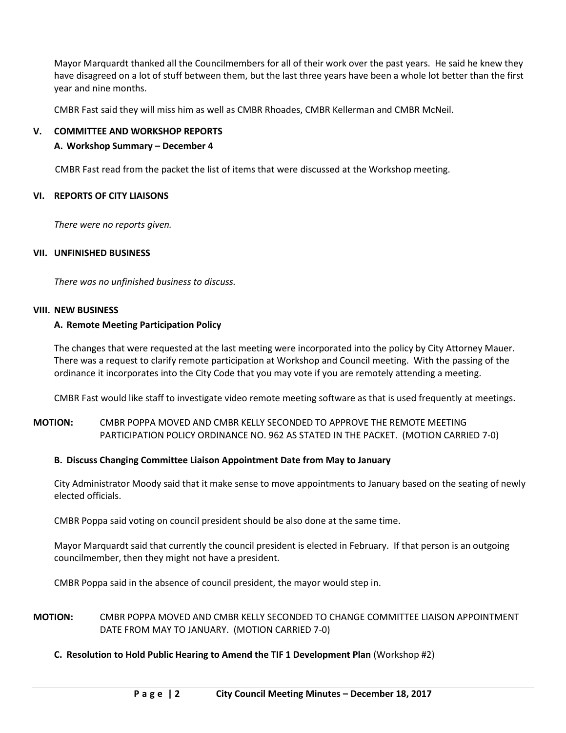Mayor Marquardt thanked all the Councilmembers for all of their work over the past years. He said he knew they have disagreed on a lot of stuff between them, but the last three years have been a whole lot better than the first year and nine months.

CMBR Fast said they will miss him as well as CMBR Rhoades, CMBR Kellerman and CMBR McNeil.

## V. COMMITTEE AND WORKSHOP REPORTS

### A. Workshop Summary – December 4

CMBR Fast read from the packet the list of items that were discussed at the Workshop meeting.

## VI. REPORTS OF CITY LIAISONS

*There were no reports given.*

## VII. UNFINISHED BUSINESS

*There was no unfinished business to discuss.*

## VIII. NEW BUSINESS

### A. Remote Meeting Participation Policy

The changes that were requested at the last meeting were incorporated into the policy by City Attorney Mauer. There was a request to clarify remote participation at Workshop and Council meeting. With the passing of the ordinance it incorporates into the City Code that you may vote if you are remotely attending a meeting.

CMBR Fast would like staff to investigate video remote meeting software as that is used frequently at meetings.

**MOTION:** CMBR POPPA MOVED AND CMBR KELLY SECONDED TO APPROVE THE REMOTE MEETING PARTICIPATION POLICY ORDINANCE NO. 962 AS STATED IN THE PACKET. (MOTION CARRIED 7-0)

### B. Discuss Changing Committee Liaison Appointment Date from May to January

City Administrator Moody said that it make sense to move appointments to January based on the seating of newly elected officials.

CMBR Poppa said voting on council president should be also done at the same time.

Mayor Marquardt said that currently the council president is elected in February. If that person is an outgoing councilmember, then they might not have a president.

CMBR Poppa said in the absence of council president, the mayor would step in.

**MOTION:** CMBR POPPA MOVED AND CMBR KELLY SECONDED TO CHANGE COMMITTEE LIAISON APPOINTMENT DATE FROM MAY TO JANUARY. (MOTION CARRIED 7-0)

### C. Resolution to Hold Public Hearing to Amend the TIF 1 Development Plan (Workshop #2)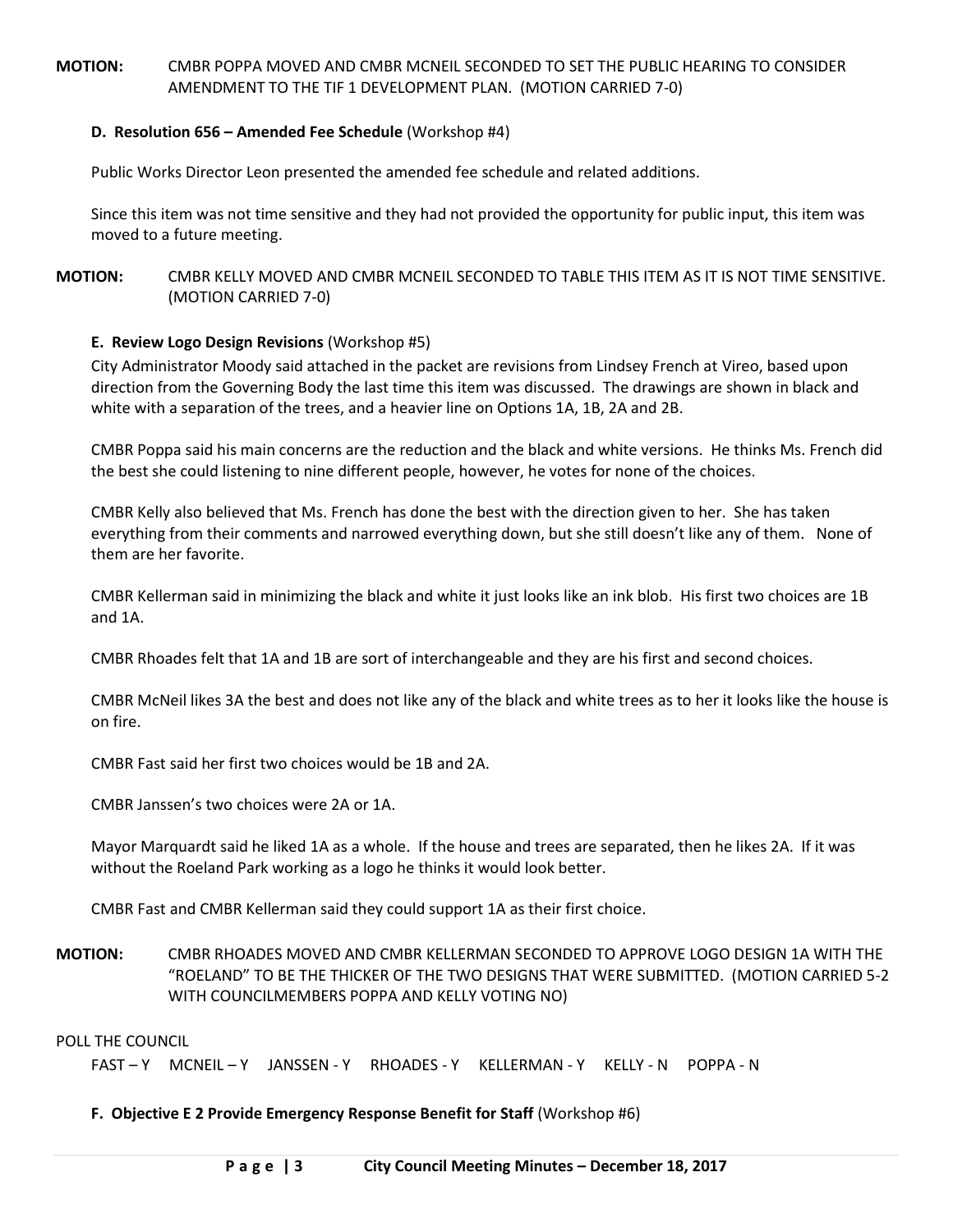**MOTION:** CMBR POPPA MOVED AND CMBR MCNEIL SECONDED TO SET THE PUBLIC HEARING TO CONSIDER AMENDMENT TO THE TIF 1 DEVELOPMENT PLAN. (MOTION CARRIED 7-0)

**D. Resolution 656 – Amended Fee Schedule** (Workshop #4)

Public Works Director Leon presented the amended fee schedule and related additions.

Since this item was not time sensitive and they had not provided the opportunity for public input, this item was moved to a future meeting.

**MOTION:** CMBR KELLY MOVED AND CMBR MCNEIL SECONDED TO TABLE THIS ITEM AS IT IS NOT TIME SENSITIVE. (MOTION CARRIED 7-0)

**E. Review Logo Design Revisions** (Workshop #5)

City Administrator Moody said attached in the packet are revisions from Lindsey French at Vireo, based upon direction from the Governing Body the last time this item was discussed. The drawings are shown in black and white with a separation of the trees, and a heavier line on Options 1A, 1B, 2A and 2B.

CMBR Poppa said his main concerns are the reduction and the black and white versions. He thinks Ms. French did the best she could listening to nine different people, however, he votes for none of the choices.

CMBR Kelly also believed that Ms. French has done the best with the direction given to her. She has taken everything from their comments and narrowed everything down, but she still doesn't like any of them. None of them are her favorite.

CMBR Kellerman said in minimizing the black and white it just looks like an ink blob. His first two choices are 1B and 1A.

CMBR Rhoades felt that 1A and 1B are sort of interchangeable and they are his first and second choices.

CMBR McNeil likes 3A the best and does not like any of the black and white trees as to her it looks like the house is on fire.

CMBR Fast said her first two choices would be 1B and 2A.

CMBR Janssen's two choices were 2A or 1A.

Mayor Marquardt said he liked 1A as a whole. If the house and trees are separated, then he likes 2A. If it was without the Roeland Park working as a logo he thinks it would look better.

CMBR Fast and CMBR Kellerman said they could support 1A as their first choice.

**MOTION:** CMBR RHOADES MOVED AND CMBR KELLERMAN SECONDED TO APPROVE LOGO DESIGN 1A WITH THE "ROELAND" TO BE THE THICKER OF THE TWO DESIGNS THAT WERE SUBMITTED. (MOTION CARRIED 5-2 WITH COUNCILMEMBERS POPPA AND KELLY VOTING NO)

POLL THE COUNCIL

FAST – Y MCNEIL – Y JANSSEN - Y RHOADES - Y KELLERMAN - Y KELLY - N POPPA - N

**F. Objective E 2 Provide Emergency Response Benefit for Staff** (Workshop #6)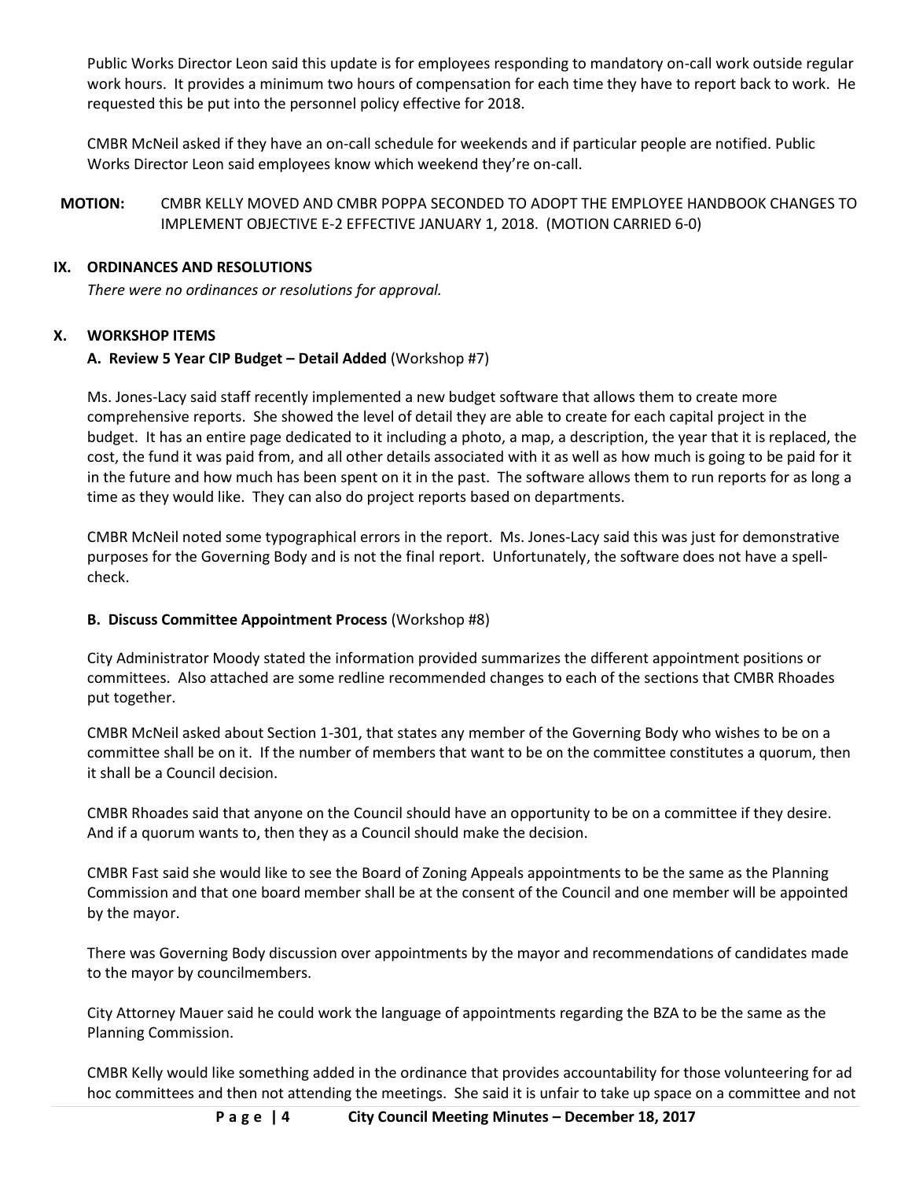Public Works Director Leon said this update is for employees responding to mandatory on-call work outside regular work hours. It provides a minimum two hours of compensation for each time they have to report back to work. He requested this be put into the personnel policy effective for 2018.

CMBR McNeil asked if they have an on-call schedule for weekends and if particular people are notified. Public Works Director Leon said employees know which weekend they're on-call.

**MOTION:** CMBR KELLY MOVED AND CMBR POPPA SECONDED TO ADOPT THE EMPLOYEE HANDBOOK CHANGES TO IMPLEMENT OBJECTIVE E-2 EFFECTIVE JANUARY 1, 2018. (MOTION CARRIED 6-0)

## IX. ORDINANCES AND RESOLUTIONS

*There were no ordinances or resolutions for approval.*

## X. WORKSHOP ITEMS

### A. Review 5 Year CIP Budget – Detail Added (Workshop #7)

Ms. Jones-Lacy said staff recently implemented a new budget software that allows them to create more comprehensive reports. She showed the level of detail they are able to create for each capital project in the budget. It has an entire page dedicated to it including a photo, a map, a description, the year that it is replaced, the cost, the fund it was paid from, and all other details associated with it as well as how much is going to be paid for it in the future and how much has been spent on it in the past. The software allows them to run reports for as long a time as they would like. They can also do project reports based on departments.

CMBR McNeil noted some typographical errors in the report. Ms. Jones-Lacy said this was just for demonstrative purposes for the Governing Body and is not the final report. Unfortunately, the software does not have a spell-check.

### B. Discuss Committee Appointment Process (Workshop #8)

City Administrator Moody stated the information provided summarizes the different appointment positions or committees. Also attached are some redline recommended changes to each of the sections that CMBR Rhoades put together.

CMBR McNeil asked about Section 1-301, that states any member of the Governing Body who wishes to be on a committee shall be on it. If the number of members that want to be on the committee constitutes a quorum, then it shall be a Council decision.

CMBR Rhoades said that anyone on the Council should have an opportunity to be on a committee if they desire. And if a quorum wants to, then they as a Council should make the decision.

CMBR Fast said she would like to see the Board of Zoning Appeals appointments to be the same as the Planning Commission and that one board member shall be at the consent of the Council and one member will be appointed by the mayor.

There was Governing Body discussion over appointments by the mayor and recommendations of candidates made to the mayor by councilmembers.

City Attorney Mauer said he could work the language of appointments regarding the BZA to be the same as the Planning Commission.

CMBR Kelly would like something added in the ordinance that provides accountability for those volunteering for ad hoc committees and then not attending the meetings. She said it is unfair to take up space on a committee and not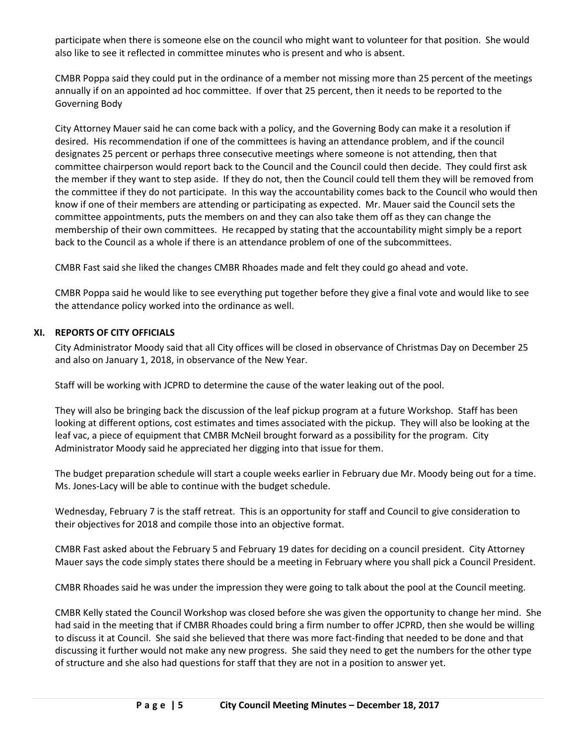participate when there is someone else on the council who might want to volunteer for that position. She would also like to see it reflected in committee minutes who is present and who is absent.

CMBR Poppa said they could put in the ordinance of a member not missing more than 25 percent of the meetings annually if on an appointed ad hoc committee. If over that 25 percent, then it needs to be reported to the Governing Body

City Attorney Mauer said he can come back with a policy, and the Governing Body can make it a resolution if desired. His recommendation if one of the committees is having an attendance problem, and if the council designates 25 percent or perhaps three consecutive meetings where someone is not attending, then that committee chairperson would report back to the Council and the Council could then decide. They could first ask the member if they want to step aside. If they do not, then the Council could tell them they will be removed from the committee if they do not participate. In this way the accountability comes back to the Council who would then know if one of their members are attending or participating as expected. Mr. Mauer said the Council sets the committee appointments, puts the members on and they can also take them off as they can change the membership of their own committees. He recapped by stating that the accountability might simply be a report back to the Council as a whole if there is an attendance problem of one of the subcommittees.

CMBR Fast said she liked the changes CMBR Rhoades made and felt they could go ahead and vote.

CMBR Poppa said he would like to see everything put together before they give a final vote and would like to see the attendance policy worked into the ordinance as well.

## XI. REPORTS OF CITY OFFICIALS

City Administrator Moody said that all City offices will be closed in observance of Christmas Day on December 25 and also on January 1, 2018, in observance of the New Year.

Staff will be working with JCPRD to determine the cause of the water leaking out of the pool.

They will also be bringing back the discussion of the leaf pickup program at a future Workshop. Staff has been looking at different options, cost estimates and times associated with the pickup. They will also be looking at the leaf vac, a piece of equipment that CMBR McNeil brought forward as a possibility for the program. City Administrator Moody said he appreciated her digging into that issue for them.

The budget preparation schedule will start a couple weeks earlier in February due Mr. Moody being out for a time. Ms. Jones-Lacy will be able to continue with the budget schedule.

Wednesday, February 7 is the staff retreat. This is an opportunity for staff and Council to give consideration to their objectives for 2018 and compile those into an objective format.

CMBR Fast asked about the February 5 and February 19 dates for deciding on a council president. City Attorney Mauer says the code simply states there should be a meeting in February where you shall pick a Council President.

CMBR Rhoades said he was under the impression they were going to talk about the pool at the Council meeting.

CMBR Kelly stated the Council Workshop was closed before she was given the opportunity to change her mind. She had said in the meeting that if CMBR Rhoades could bring a firm number to offer JCPRD, then she would be willing to discuss it at Council. She said she believed that there was more fact-finding that needed to be done and that discussing it further would not make any new progress. She said they need to get the numbers for the other type of structure and she also had questions for staff that they are not in a position to answer yet.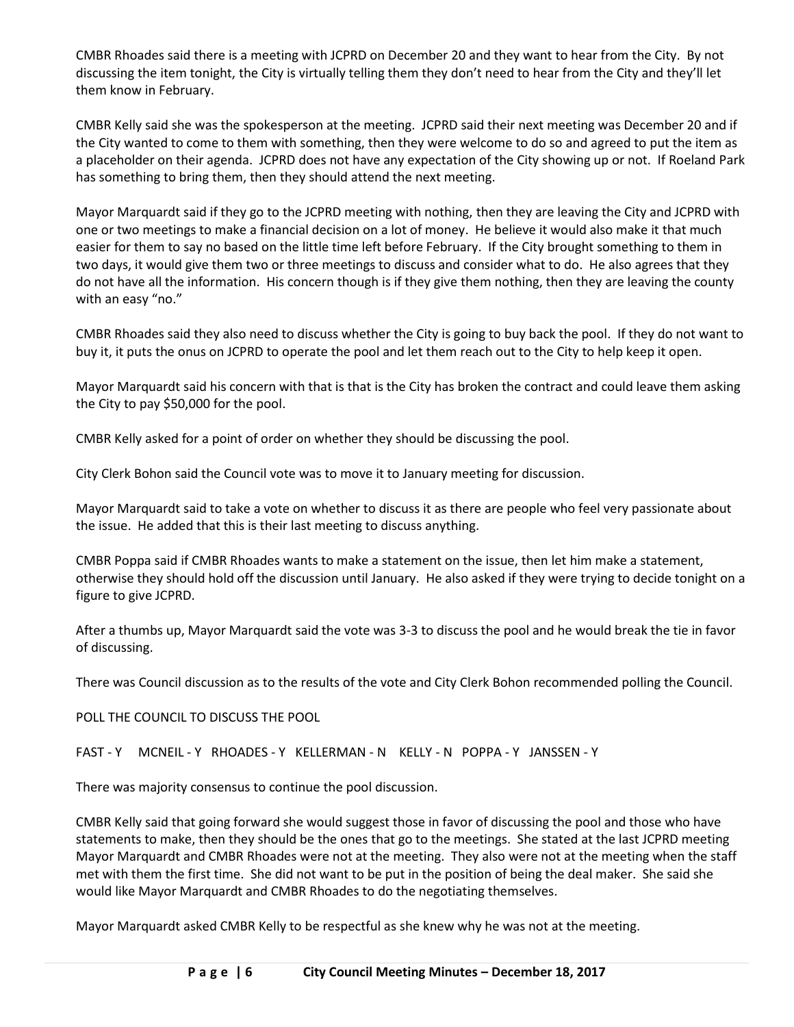CMBR Rhoades said there is a meeting with JCPRD on December 20 and they want to hear from the City. By not discussing the item tonight, the City is virtually telling them they don't need to hear from the City and they'll let them know in February.

CMBR Kelly said she was the spokesperson at the meeting. JCPRD said their next meeting was December 20 and if the City wanted to come to them with something, then they were welcome to do so and agreed to put the item as a placeholder on their agenda. JCPRD does not have any expectation of the City showing up or not. If Roeland Park has something to bring them, then they should attend the next meeting.

Mayor Marquardt said if they go to the JCPRD meeting with nothing, then they are leaving the City and JCPRD with one or two meetings to make a financial decision on a lot of money. He believe it would also make it that much easier for them to say no based on the little time left before February. If the City brought something to them in two days, it would give them two or three meetings to discuss and consider what to do. He also agrees that they do not have all the information. His concern though is if they give them nothing, then they are leaving the county with an easy "no."

CMBR Rhoades said they also need to discuss whether the City is going to buy back the pool. If they do not want to buy it, it puts the onus on JCPRD to operate the pool and let them reach out to the City to help keep it open.

Mayor Marquardt said his concern with that is that is the City has broken the contract and could leave them asking the City to pay $50,000 for the pool.

CMBR Kelly asked for a point of order on whether they should be discussing the pool.

City Clerk Bohon said the Council vote was to move it to January meeting for discussion.

Mayor Marquardt said to take a vote on whether to discuss it as there are people who feel very passionate about the issue. He added that this is their last meeting to discuss anything.

CMBR Poppa said if CMBR Rhoades wants to make a statement on the issue, then let him make a statement, otherwise they should hold off the discussion until January. He also asked if they were trying to decide tonight on a figure to give JCPRD.

After a thumbs up, Mayor Marquardt said the vote was 3-3 to discuss the pool and he would break the tie in favor of discussing.

There was Council discussion as to the results of the vote and City Clerk Bohon recommended polling the Council.

POLL THE COUNCIL TO DISCUSS THE POOL

FAST - Y MCNEIL - Y RHOADES - Y KELLERMAN - N KELLY - N POPPA - Y JANSSEN - Y

There was majority consensus to continue the pool discussion.

CMBR Kelly said that going forward she would suggest those in favor of discussing the pool and those who have statements to make, then they should be the ones that go to the meetings. She stated at the last JCPRD meeting Mayor Marquardt and CMBR Rhoades were not at the meeting. They also were not at the meeting when the staff met with them the first time. She did not want to be put in the position of being the deal maker. She said she would like Mayor Marquardt and CMBR Rhoades to do the negotiating themselves.

Mayor Marquardt asked CMBR Kelly to be respectful as she knew why he was not at the meeting.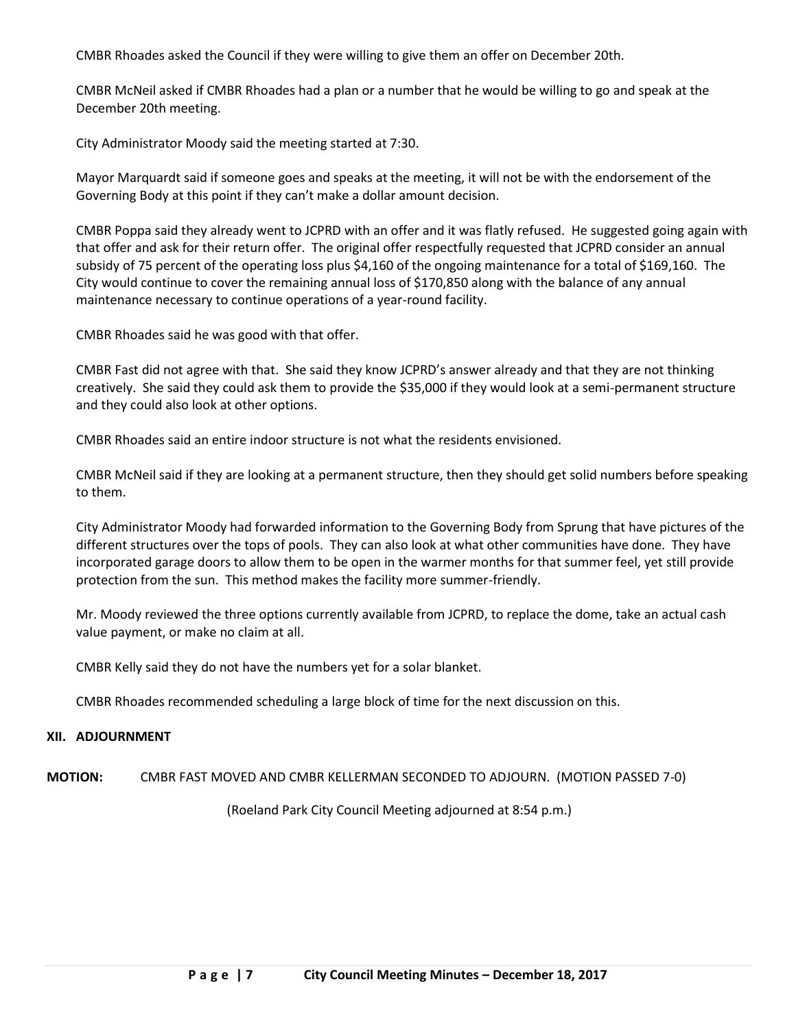CMBR Rhoades asked the Council if they were willing to give them an offer on December 20th.

CMBR McNeil asked if CMBR Rhoades had a plan or a number that he would be willing to go and speak at the December 20th meeting.

City Administrator Moody said the meeting started at 7:30.

Mayor Marquardt said if someone goes and speaks at the meeting, it will not be with the endorsement of the Governing Body at this point if they can't make a dollar amount decision.

CMBR Poppa said they already went to JCPRD with an offer and it was flatly refused. He suggested going again with that offer and ask for their return offer. The original offer respectfully requested that JCPRD consider an annual subsidy of 75 percent of the operating loss plus $4,160 of the ongoing maintenance for a total of $169,160. The City would continue to cover the remaining annual loss of $170,850 along with the balance of any annual maintenance necessary to continue operations of a year-round facility.

CMBR Rhoades said he was good with that offer.

CMBR Fast did not agree with that. She said they know JCPRD's answer already and that they are not thinking creatively. She said they could ask them to provide the $35,000 if they would look at a semi-permanent structure and they could also look at other options.

CMBR Rhoades said an entire indoor structure is not what the residents envisioned.

CMBR McNeil said if they are looking at a permanent structure, then they should get solid numbers before speaking to them.

City Administrator Moody had forwarded information to the Governing Body from Sprung that have pictures of the different structures over the tops of pools. They can also look at what other communities have done. They have incorporated garage doors to allow them to be open in the warmer months for that summer feel, yet still provide protection from the sun. This method makes the facility more summer-friendly.

Mr. Moody reviewed the three options currently available from JCPRD, to replace the dome, take an actual cash value payment, or make no claim at all.

CMBR Kelly said they do not have the numbers yet for a solar blanket.

CMBR Rhoades recommended scheduling a large block of time for the next discussion on this.

## XII. ADJOURNMENT

**MOTION:** CMBR FAST MOVED AND CMBR KELLERMAN SECONDED TO ADJOURN. (MOTION PASSED 7-0)

(Roeland Park City Council Meeting adjourned at 8:54 p.m.)